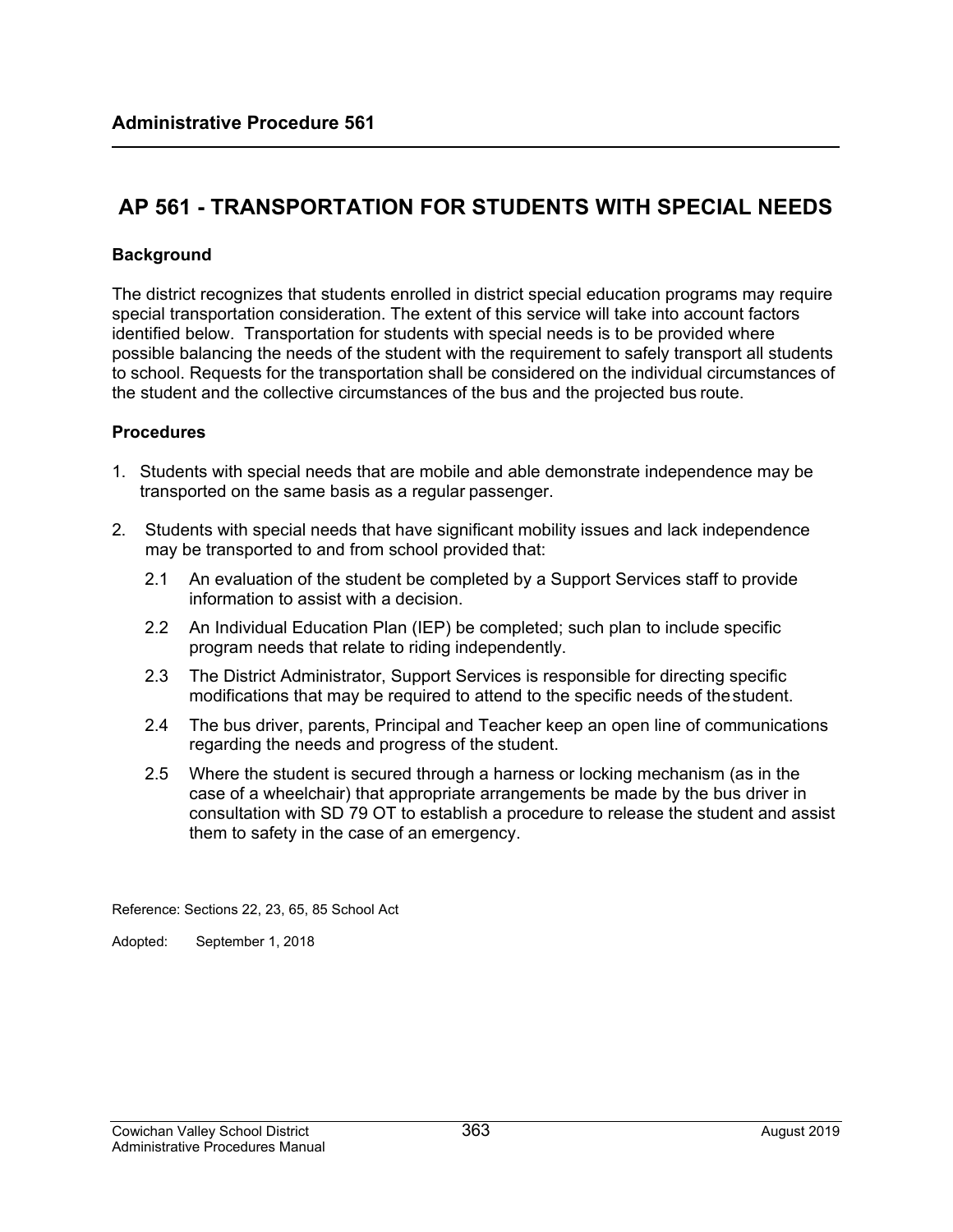## Administrative Procedure 561

# AP 561 - TRANSPORTATION FOR STUDENTS WITH SPECIAL NEEDS

### Background

The district recognizes that students enrolled in district special education programs may require special transportation consideration. The extent of this service will take into account factors identified below. Transportation for students with special needs is to be provided where possible balancing the needs of the student with the requirement to safely transport all students to school. Requests for the transportation shall be considered on the individual circumstances of the student and the collective circumstances of the bus and the projected bus route.

### Procedures

1. Students with special needs that are mobile and able demonstrate independence may be transported on the same basis as a regular passenger.

2. Students with special needs that have significant mobility issues and lack independence may be transported to and from school provided that:

   2.1 An evaluation of the student be completed by a Support Services staff to provide information to assist with a decision.

   2.2 An Individual Education Plan (IEP) be completed; such plan to include specific program needs that relate to riding independently.

   2.3 The District Administrator, Support Services is responsible for directing specific modifications that may be required to attend to the specific needs of the student.

   2.4 The bus driver, parents, Principal and Teacher keep an open line of communications regarding the needs and progress of the student.

   2.5 Where the student is secured through a harness or locking mechanism (as in the case of a wheelchair) that appropriate arrangements be made by the bus driver in consultation with SD 79 OT to establish a procedure to release the student and assist them to safety in the case of an emergency.

Reference: Sections 22, 23, 65, 85 School Act

Adopted: September 1, 2018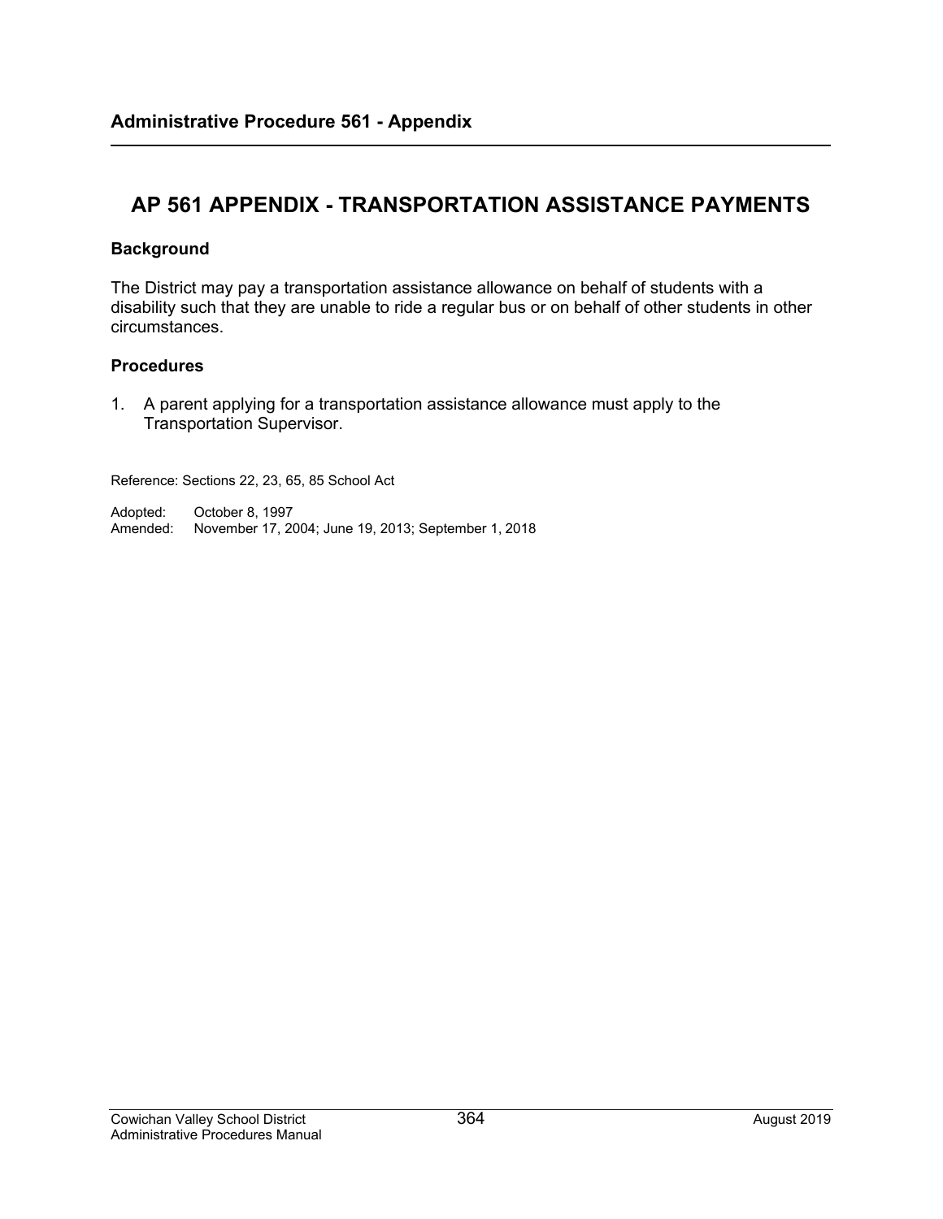# AP 561 APPENDIX - TRANSPORTATION ASSISTANCE PAYMENTS

## Background

The District may pay a transportation assistance allowance on behalf of students with a disability such that they are unable to ride a regular bus or on behalf of other students in other circumstances.

## Procedures

1. A parent applying for a transportation assistance allowance must apply to the Transportation Supervisor.

Reference: Sections 22, 23, 65, 85 School Act

Adopted: October 8, 1997
Amended: November 17, 2004; June 19, 2013; September 1, 2018